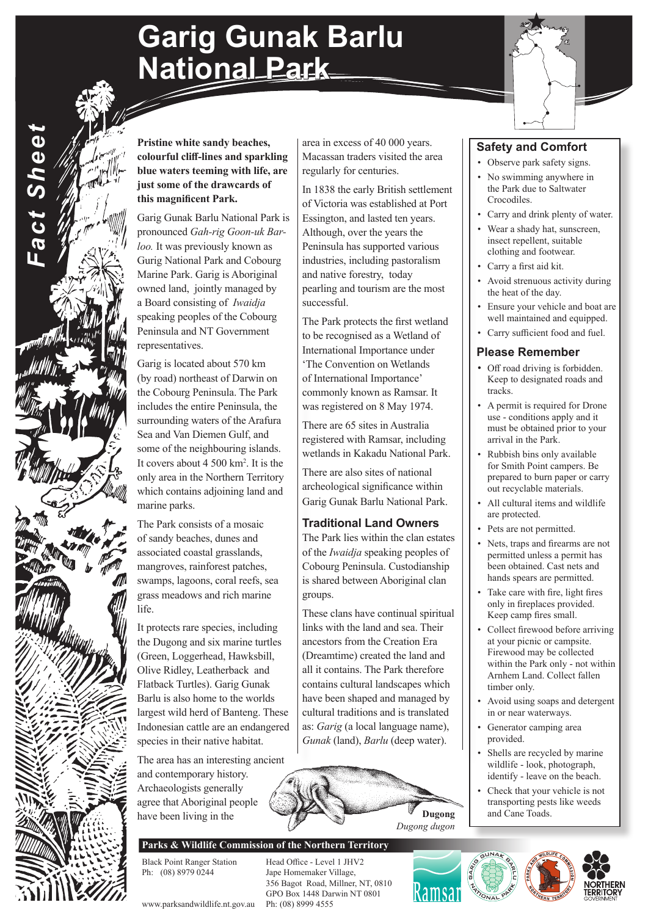# Garig Gunak Barlu National Park

*Fact Sheet*

**Pristine white sandy beaches, colourful cliff-lines and sparkling blue waters teeming with life, are just some of the drawcards of this magnificent Park.**

Garig Gunak Barlu National Park is pronounced *Gah-rig Goon-uk Bar-loo.* It was previously known as Gurig National Park and Cobourg Marine Park. Garig is Aboriginal owned land, jointly managed by a Board consisting of *Iwaidja* speaking peoples of the Cobourg Peninsula and NT Government representatives.

Garig is located about 570 km (by road) northeast of Darwin on the Cobourg Peninsula. The Park includes the entire Peninsula, the surrounding waters of the Arafura Sea and Van Diemen Gulf, and some of the neighbouring islands. It covers about 4 500 km$^2$. It is the only area in the Northern Territory which contains adjoining land and marine parks.

The Park consists of a mosaic of sandy beaches, dunes and associated coastal grasslands, mangroves, rainforest patches, swamps, lagoons, coral reefs, sea grass meadows and rich marine life.

It protects rare species, including the Dugong and six marine turtles (Green, Loggerhead, Hawksbill, Olive Ridley, Leatherback and Flatback Turtles). Garig Gunak Barlu is also home to the worlds largest wild herd of Banteng. These Indonesian cattle are an endangered species in their native habitat.

The area has an interesting ancient and contemporary history. Archaeologists generally agree that Aboriginal people have been living in the area in excess of 40 000 years. Macassan traders visited the area regularly for centuries.

In 1838 the early British settlement of Victoria was established at Port Essington, and lasted ten years. Although, over the years the Peninsula has supported various industries, including pastoralism and native forestry, today pearling and tourism are the most successful.

The Park protects the first wetland to be recognised as a Wetland of International Importance under 'The Convention on Wetlands of International Importance' commonly known as Ramsar. It was registered on 8 May 1974.

There are 65 sites in Australia registered with Ramsar, including wetlands in Kakadu National Park.

There are also sites of national archeological significance within Garig Gunak Barlu National Park.

## Traditional Land Owners

The Park lies within the clan estates of the *Iwaidja* speaking peoples of Cobourg Peninsula. Custodianship is shared between Aboriginal clan groups.

These clans have continual spiritual links with the land and sea. Their ancestors from the Creation Era (Dreamtime) created the land and all it contains. The Park therefore contains cultural landscapes which have been shaped and managed by cultural traditions and is translated as: *Garig* (a local language name), *Gunak* (land), *Barlu* (deep water).

**Dugong**
*Dugong dugon*

## Safety and Comfort

- Observe park safety signs.
- No swimming anywhere in the Park due to Saltwater Crocodiles.
- Carry and drink plenty of water.
- Wear a shady hat, sunscreen, insect repellent, suitable clothing and footwear.
- Carry a first aid kit.
- Avoid strenuous activity during the heat of the day.
- Ensure your vehicle and boat are well maintained and equipped.
- Carry sufficient food and fuel.

## Please Remember

- Off road driving is forbidden. Keep to designated roads and tracks.
- A permit is required for Drone use - conditions apply and it must be obtained prior to your arrival in the Park.
- Rubbish bins only available for Smith Point campers. Be prepared to burn paper or carry out recyclable materials.
- All cultural items and wildlife are protected.
- Pets are not permitted.
- Nets, traps and firearms are not permitted unless a permit has been obtained. Cast nets and hands spears are permitted.
- Take care with fire, light fires only in fireplaces provided. Keep camp fires small.
- Collect firewood before arriving at your picnic or campsite. Firewood may be collected within the Park only - not within Arnhem Land. Collect fallen timber only.
- Avoid using soaps and detergent in or near waterways.
- Generator camping area provided.
- Shells are recycled by marine wildlife - look, photograph, identify - leave on the beach.
- Check that your vehicle is not transporting pests like weeds and Cane Toads.

**Parks & Wildlife Commission of the Northern Territory**

Black Point Ranger Station
Ph: (08) 8979 0244

Head Office - Level 1 JHV2
Jape Homemaker Village,
356 Bagot Road, Millner, NT, 0810
GPO Box 1448 Darwin NT 0801
Ph: (08) 8999 4555

www.parksandwildlife.nt.gov.au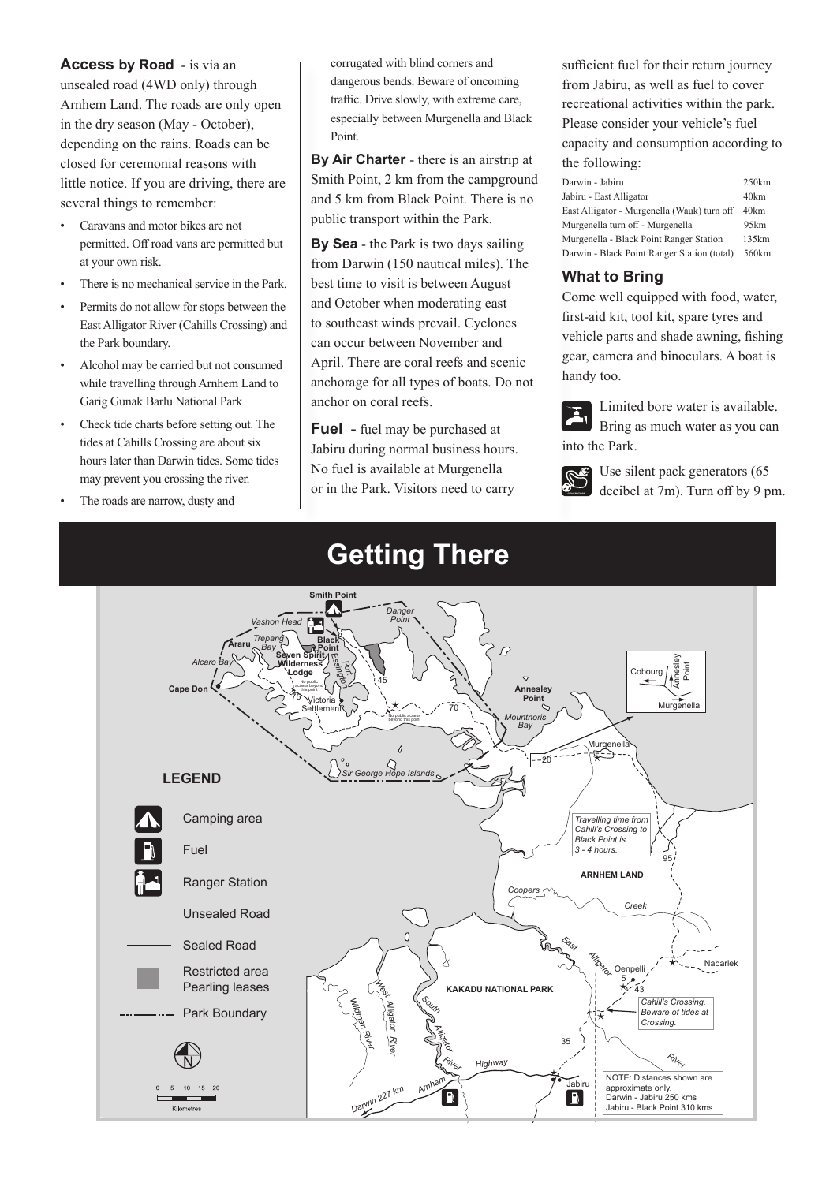**Access by Road** - is via an unsealed road (4WD only) through Arnhem Land. The roads are only open in the dry season (May - October), depending on the rains. Roads can be closed for ceremonial reasons with little notice. If you are driving, there are several things to remember:

- Caravans and motor bikes are not permitted. Off road vans are permitted but at your own risk.
- There is no mechanical service in the Park.
- Permits do not allow for stops between the East Alligator River (Cahills Crossing) and the Park boundary.
- Alcohol may be carried but not consumed while travelling through Arnhem Land to Garig Gunak Barlu National Park
- Check tide charts before setting out. The tides at Cahills Crossing are about six hours later than Darwin tides. Some tides may prevent you crossing the river.
- The roads are narrow, dusty and corrugated with blind corners and dangerous bends. Beware of oncoming traffic. Drive slowly, with extreme care, especially between Murgenella and Black Point.

**By Air Charter** - there is an airstrip at Smith Point, 2 km from the campground and 5 km from Black Point. There is no public transport within the Park.

**By Sea** - the Park is two days sailing from Darwin (150 nautical miles). The best time to visit is between August and October when moderating east to southeast winds prevail. Cyclones can occur between November and April. There are coral reefs and scenic anchorage for all types of boats. Do not anchor on coral reefs.

**Fuel** - fuel may be purchased at Jabiru during normal business hours. No fuel is available at Murgenella or in the Park. Visitors need to carry sufficient fuel for their return journey from Jabiru, as well as fuel to cover recreational activities within the park. Please consider your vehicle's fuel capacity and consumption according to the following:

| | |
|---|---|
| Darwin - Jabiru | 250km |
| Jabiru - East Alligator | 40km |
| East Alligator - Murgenella (Wauk) turn off | 40km |
| Murgenella turn off - Murgenella | 95km |
| Murgenella - Black Point Ranger Station | 135km |
| Darwin - Black Point Ranger Station (total) | 560km |

### What to Bring

Come well equipped with food, water, first-aid kit, tool kit, spare tyres and vehicle parts and shade awning, fishing gear, camera and binoculars. A boat is handy too.

Limited bore water is available. Bring as much water as you can into the Park.

Use silent pack generators (65 decibel at 7m). Turn off by 9 pm.

## Getting There

Smith Point, Vashon Head, Danger Point, Araru, Trepang Bay, Black Point, Seven Spirit Wilderness Lodge, Alcaro Bay, Port Essington, Cape Don, No public access beyond this point, Victoria Settlement, Annesley Point, Mountnorris Bay, Sir George Hope Islands, Cobourg, Annesley Point, Murgenella, ARNHEM LAND, Coopers Creek, KAKADU NATIONAL PARK, East Alligator River, Oenpelli, Nabarlek, Cahill's Crossing, West Alligator River, South Alligator River, Wildman River, Arnhem Highway, Darwin 227 km, Jabiru

Travelling time from Cahill's Crossing to Black Point is 3 - 4 hours.

Cahill's Crossing. Beware of tides at Crossing.

NOTE: Distances shown are approximate only. Darwin - Jabiru 250 kms Jabiru - Black Point 310 kms

**LEGEND**

- Camping area
- Fuel
- Ranger Station
- Unsealed Road
- Sealed Road
- Restricted area Pearling leases
- Park Boundary

0 5 10 15 20 Kilometres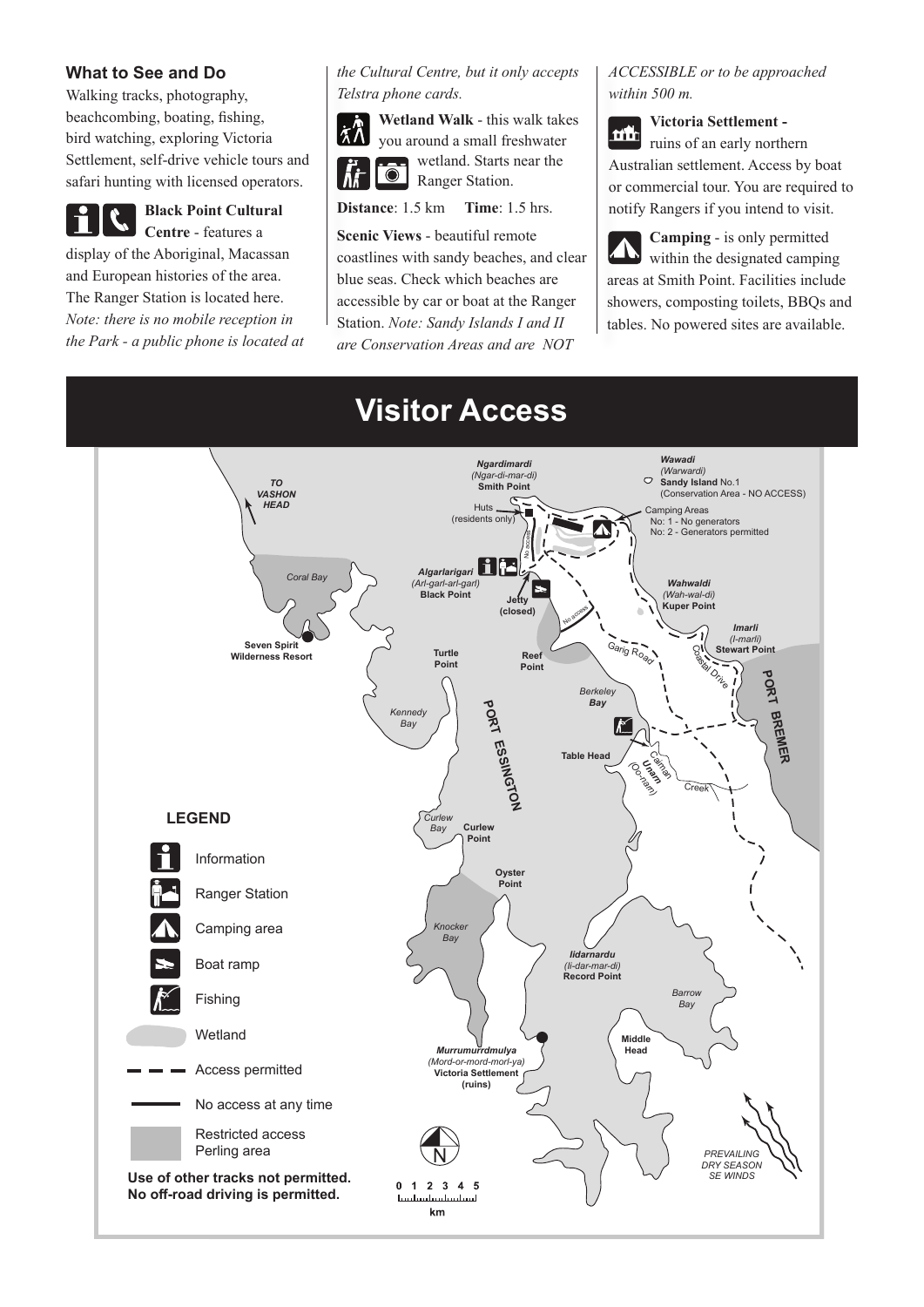## What to See and Do

Walking tracks, photography, beachcombing, boating, fishing, bird watching, exploring Victoria Settlement, self-drive vehicle tours and safari hunting with licensed operators.

**Black Point Cultural Centre** - features a display of the Aboriginal, Macassan and European histories of the area. The Ranger Station is located here. *Note: there is no mobile reception in the Park - a public phone is located at the Cultural Centre, but it only accepts Telstra phone cards.*

**Wetland Walk** - this walk takes you around a small freshwater wetland. Starts near the Ranger Station.

**Distance**: 1.5 km **Time**: 1.5 hrs.

**Scenic Views** - beautiful remote coastlines with sandy beaches, and clear blue seas. Check which beaches are accessible by car or boat at the Ranger Station. *Note: Sandy Islands I and II are Conservation Areas and are NOT ACCESSIBLE or to be approached within 500 m.*

**Victoria Settlement** - ruins of an early northern Australian settlement. Access by boat or commercial tour. You are required to notify Rangers if you intend to visit.

**Camping** - is only permitted within the designated camping areas at Smith Point. Facilities include showers, composting toilets, BBQs and tables. No powered sites are available.

# Visitor Access

**LEGEND**

- Information
- Ranger Station
- Camping area
- Boat ramp
- Fishing
- Wetland
- Access permitted
- No access at any time
- Restricted access Perling area

**Use of other tracks not permitted. No off-road driving is permitted.**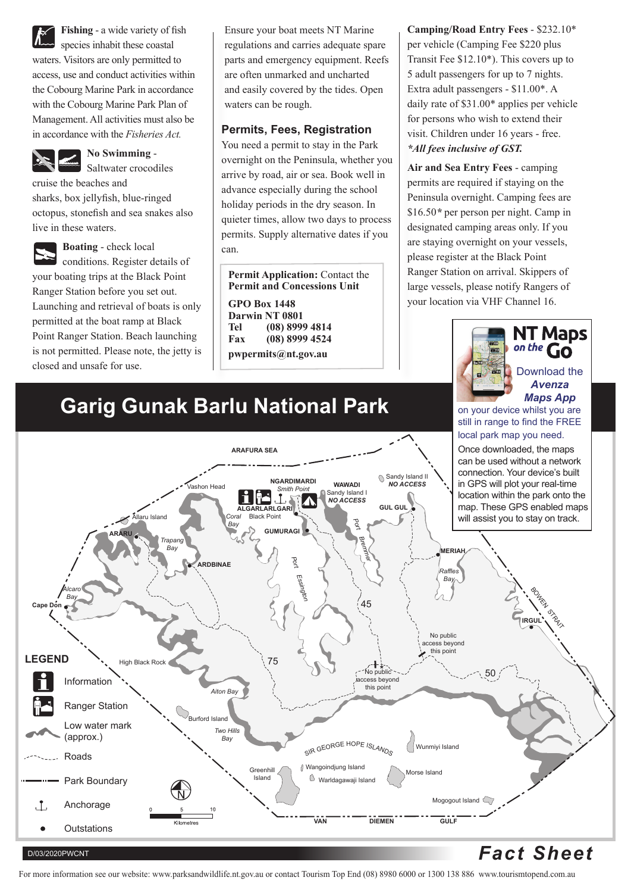**Fishing** - a wide variety of fish species inhabit these coastal waters. Visitors are only permitted to access, use and conduct activities within the Cobourg Marine Park in accordance with the Cobourg Marine Park Plan of Management. All activities must also be in accordance with the *Fisheries Act.*

**No Swimming** - Saltwater crocodiles cruise the beaches and sharks, box jellyfish, blue-ringed octopus, stonefish and sea snakes also live in these waters.

**Boating** - check local conditions. Register details of your boating trips at the Black Point Ranger Station before you set out. Launching and retrieval of boats is only permitted at the boat ramp at Black Point Ranger Station. Beach launching is not permitted. Please note, the jetty is closed and unsafe for use.

Ensure your boat meets NT Marine regulations and carries adequate spare parts and emergency equipment. Reefs are often unmarked and uncharted and easily covered by the tides. Open waters can be rough.

## Permits, Fees, Registration

You need a permit to stay in the Park overnight on the Peninsula, whether you arrive by road, air or sea. Book well in advance especially during the school holiday periods in the dry season. In quieter times, allow two days to process permits. Supply alternative dates if you can.

**Permit Application:** Contact the **Permit and Concessions Unit**

**GPO Box 1448**
**Darwin NT 0801**
**Tel (08) 8999 4814**
**Fax (08) 8999 4524**
**pwpermits@nt.gov.au**

**Camping/Road Entry Fees** - $232.10* per vehicle (Camping Fee $220 plus Transit Fee $12.10*). This covers up to 5 adult passengers for up to 7 nights. Extra adult passengers - $11.00*. A daily rate of $31.00* applies per vehicle for persons who wish to extend their visit. Children under 16 years - free.
***All fees inclusive of GST.***

**Air and Sea Entry Fees** - camping permits are required if staying on the Peninsula overnight. Camping fees are $16.50* per person per night. Camp in designated camping areas only. If you are staying overnight on your vessels, please register at the Black Point Ranger Station on arrival. Skippers of large vessels, please notify Rangers of your location via VHF Channel 16.

**NT Maps on the Go**

Download the ***Avenza Maps App*** on your device whilst you are still in range to find the FREE local park map you need.

Once downloaded, the maps can be used without a network connection. Your device's built in GPS will plot your real-time location within the park onto the map. These GPS enabled maps will assist you to stay on track.

# Garig Gunak Barlu National Park

ARAFURA SEA
Vashon Head
NGARDIMARDI
Smith Point
WAWADI
Sandy Island I
NO ACCESS
Sandy Island II
NO ACCESS
GUL GUL
ALGARLARLGARL
Black Point
Coral Bay
Allaru Island
ARARU
Trapang Bay
GUMURAGI
Port Bremner
ARDBINAE
Port Essington
MERIAH
Raffles Bay
BOWEN STRAIT
Alcaro Bay
Cape Don
45
IRGUL
No public access beyond this point
High Black Rock
75
No public access beyond this point
50
Aiton Bay
Burford Island
Two Hills Bay
SIR GEORGE HOPE ISLANDS
Wunmiyi Island
Greenhill Island
Wangoindjung Island
Warldagawaji Island
Morse Island
Mogogout Island
VAN DIEMEN GULF
N
0 5 10
Kilometres

**LEGEND**
Information
Ranger Station
Low water mark (approx.)
Roads
Park Boundary
Anchorage
Outstations

D/03/2020PWCNT

***Fact Sheet***

For more information see our website: www.parksandwildlife.nt.gov.au or contact Tourism Top End (08) 8980 6000 or 1300 138 886 www.tourismtopend.com.au